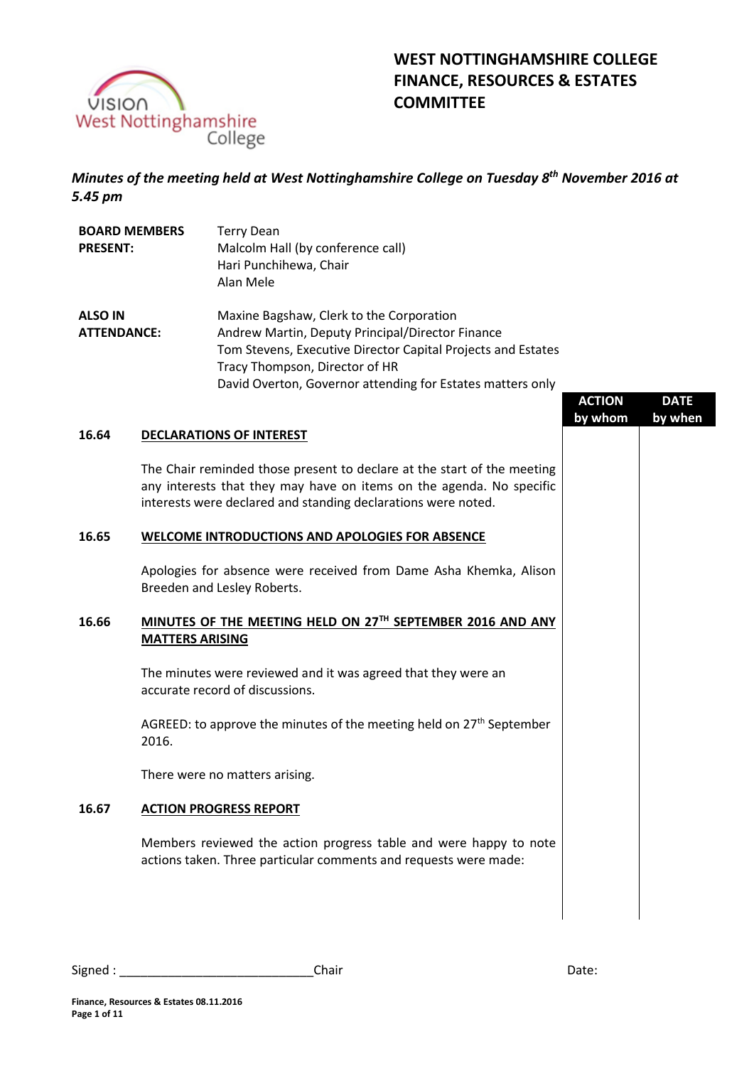# WEST NOTTINGHAMSHIRE COLLEGE FINANCE, RESOURCES & ESTATES COMMITTEE

***Minutes of the meeting held at West Nottinghamshire College on Tuesday 8th November 2016 at 5.45 pm***

| | |
|---|---|
| **BOARD MEMBERS PRESENT:** | Terry Dean<br>Malcolm Hall (by conference call)<br>Hari Punchihewa, Chair<br>Alan Mele |
| **ALSO IN ATTENDANCE:** | Maxine Bagshaw, Clerk to the Corporation<br>Andrew Martin, Deputy Principal/Director Finance<br>Tom Stevens, Executive Director Capital Projects and Estates<br>Tracy Thompson, Director of HR<br>David Overton, Governor attending for Estates matters only |

| | | ACTION by whom | DATE by when |
|---|---|---|---|
| **16.64** | **DECLARATIONS OF INTEREST** | | |
| | The Chair reminded those present to declare at the start of the meeting any interests that they may have on items on the agenda. No specific interests were declared and standing declarations were noted. | | |
| **16.65** | **WELCOME INTRODUCTIONS AND APOLOGIES FOR ABSENCE** | | |
| | Apologies for absence were received from Dame Asha Khemka, Alison Breeden and Lesley Roberts. | | |
| **16.66** | **MINUTES OF THE MEETING HELD ON 27TH SEPTEMBER 2016 AND ANY MATTERS ARISING** | | |
| | The minutes were reviewed and it was agreed that they were an accurate record of discussions. | | |
| | AGREED: to approve the minutes of the meeting held on 27th September 2016. | | |
| | There were no matters arising. | | |
| **16.67** | **ACTION PROGRESS REPORT** | | |
| | Members reviewed the action progress table and were happy to note actions taken. Three particular comments and requests were made: | | |

Signed : ____________________________Chair Date: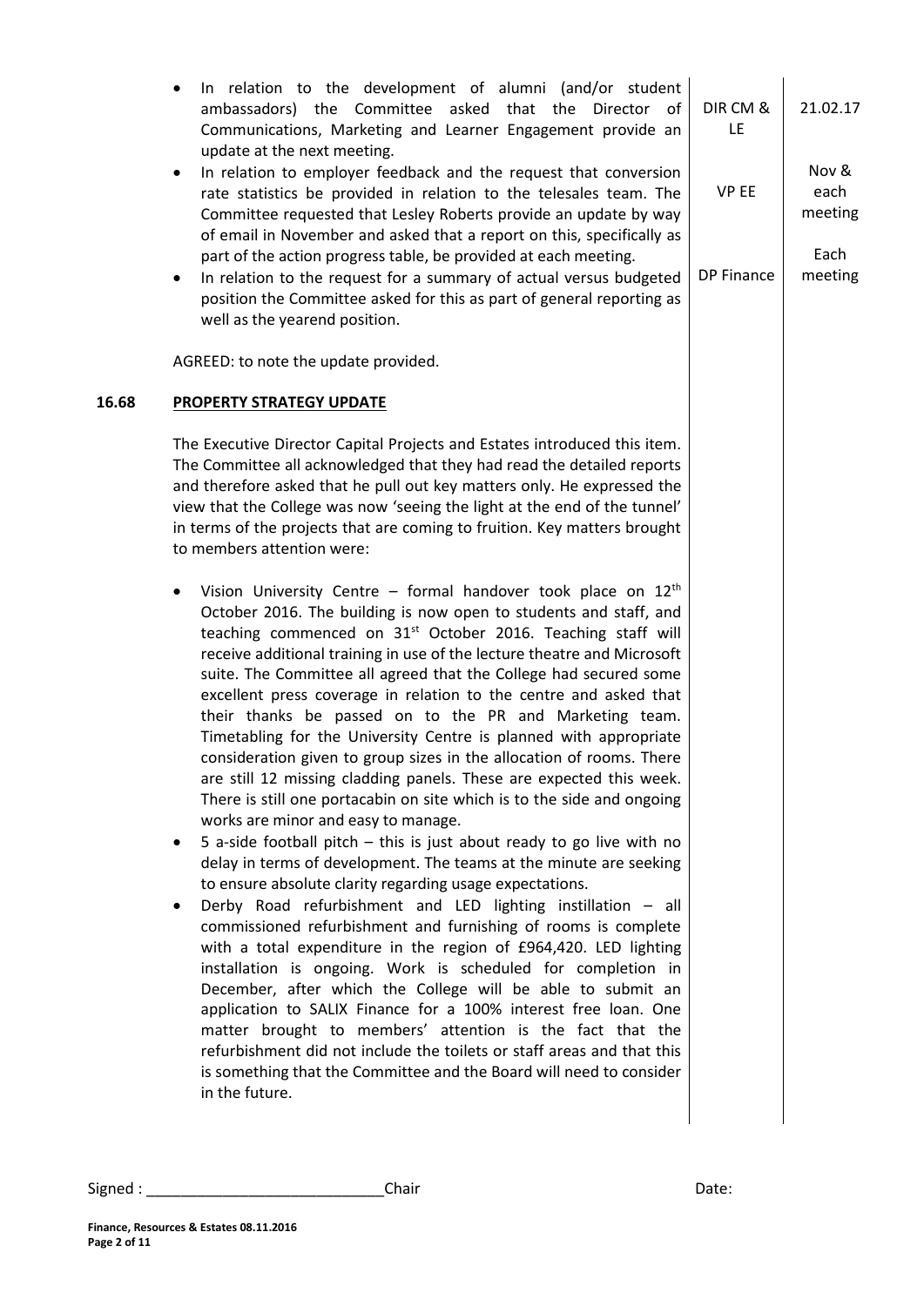| | | | |
|---|---|---|---|
| | • In relation to the development of alumni (and/or student ambassadors) the Committee asked that the Director of Communications, Marketing and Learner Engagement provide an update at the next meeting.<br>• In relation to employer feedback and the request that conversion rate statistics be provided in relation to the telesales team. The Committee requested that Lesley Roberts provide an update by way of email in November and asked that a report on this, specifically as part of the action progress table, be provided at each meeting.<br>• In relation to the request for a summary of actual versus budgeted position the Committee asked for this as part of general reporting as well as the yearend position.<br><br>AGREED: to note the update provided. | DIR CM & LE<br><br>VP EE<br><br>DP Finance | 21.02.17<br><br>Nov & each meeting<br><br>Each meeting |
| **16.68** | **PROPERTY STRATEGY UPDATE**<br><br>The Executive Director Capital Projects and Estates introduced this item. The Committee all acknowledged that they had read the detailed reports and therefore asked that he pull out key matters only. He expressed the view that the College was now 'seeing the light at the end of the tunnel' in terms of the projects that are coming to fruition. Key matters brought to members attention were:<br><br>• Vision University Centre – formal handover took place on 12th October 2016. The building is now open to students and staff, and teaching commenced on 31st October 2016. Teaching staff will receive additional training in use of the lecture theatre and Microsoft suite. The Committee all agreed that the College had secured some excellent press coverage in relation to the centre and asked that their thanks be passed on to the PR and Marketing team. Timetabling for the University Centre is planned with appropriate consideration given to group sizes in the allocation of rooms. There are still 12 missing cladding panels. These are expected this week. There is still one portacabin on site which is to the side and ongoing works are minor and easy to manage.<br>• 5 a-side football pitch – this is just about ready to go live with no delay in terms of development. The teams at the minute are seeking to ensure absolute clarity regarding usage expectations.<br>• Derby Road refurbishment and LED lighting instillation – all commissioned refurbishment and furnishing of rooms is complete with a total expenditure in the region of £964,420. LED lighting installation is ongoing. Work is scheduled for completion in December, after which the College will be able to submit an application to SALIX Finance for a 100% interest free loan. One matter brought to members' attention is the fact that the refurbishment did not include the toilets or staff areas and that this is something that the Committee and the Board will need to consider in the future. | | |

Signed : ____________________________Chair Date:

**Finance, Resources & Estates 08.11.2016**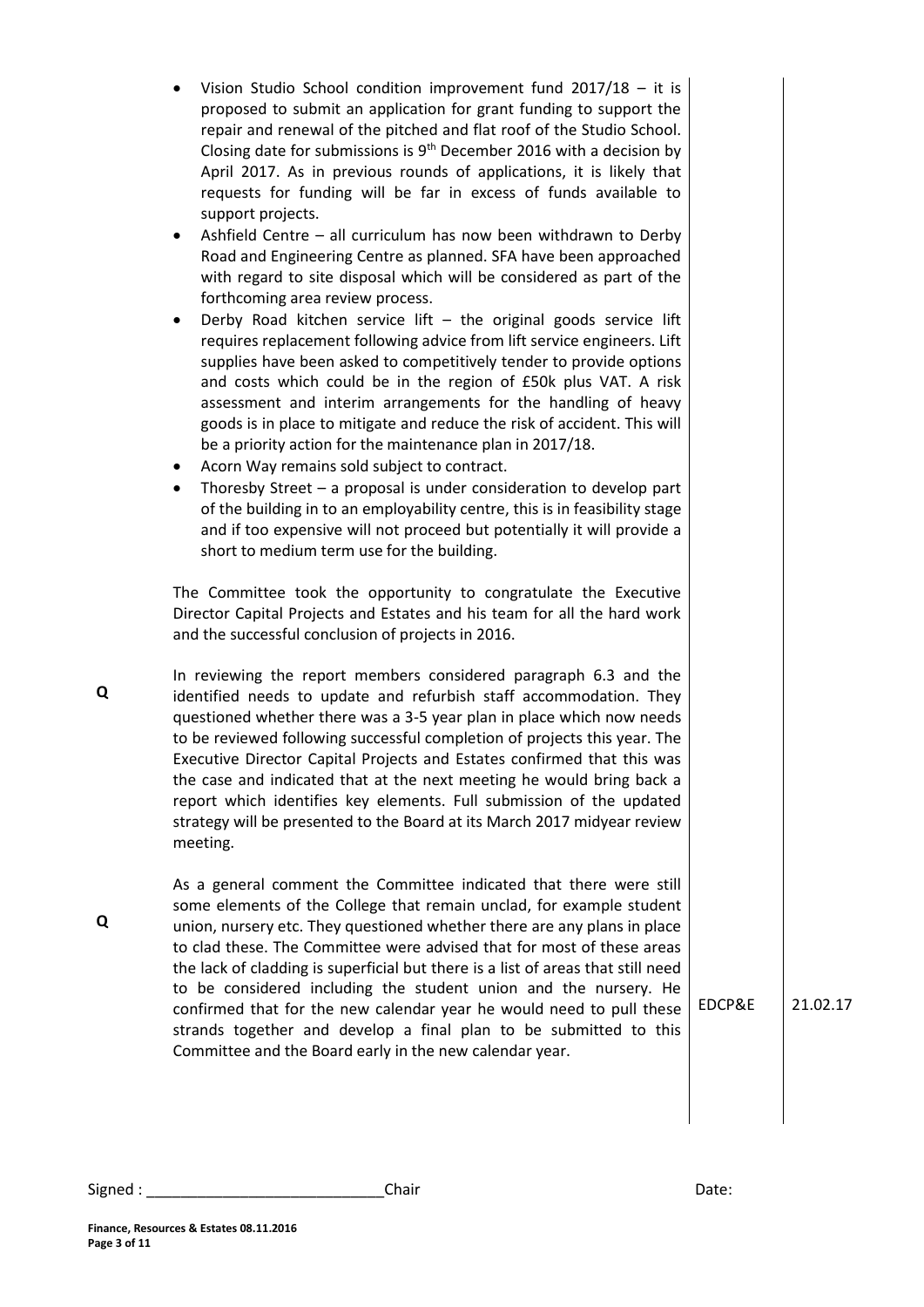- Vision Studio School condition improvement fund 2017/18 – it is proposed to submit an application for grant funding to support the repair and renewal of the pitched and flat roof of the Studio School. Closing date for submissions is 9th December 2016 with a decision by April 2017. As in previous rounds of applications, it is likely that requests for funding will be far in excess of funds available to support projects.
- Ashfield Centre – all curriculum has now been withdrawn to Derby Road and Engineering Centre as planned. SFA have been approached with regard to site disposal which will be considered as part of the forthcoming area review process.
- Derby Road kitchen service lift – the original goods service lift requires replacement following advice from lift service engineers. Lift supplies have been asked to competitively tender to provide options and costs which could be in the region of £50k plus VAT. A risk assessment and interim arrangements for the handling of heavy goods is in place to mitigate and reduce the risk of accident. This will be a priority action for the maintenance plan in 2017/18.
- Acorn Way remains sold subject to contract.
- Thoresby Street – a proposal is under consideration to develop part of the building in to an employability centre, this is in feasibility stage and if too expensive will not proceed but potentially it will provide a short to medium term use for the building.

The Committee took the opportunity to congratulate the Executive Director Capital Projects and Estates and his team for all the hard work and the successful conclusion of projects in 2016.

**Q** In reviewing the report members considered paragraph 6.3 and the identified needs to update and refurbish staff accommodation. They questioned whether there was a 3-5 year plan in place which now needs to be reviewed following successful completion of projects this year. The Executive Director Capital Projects and Estates confirmed that this was the case and indicated that at the next meeting he would bring back a report which identifies key elements. Full submission of the updated strategy will be presented to the Board at its March 2017 midyear review meeting.

**Q** As a general comment the Committee indicated that there were still some elements of the College that remain unclad, for example student union, nursery etc. They questioned whether there are any plans in place to clad these. The Committee were advised that for most of these areas the lack of cladding is superficial but there is a list of areas that still need to be considered including the student union and the nursery. He confirmed that for the new calendar year he would need to pull these strands together and develop a final plan to be submitted to this Committee and the Board early in the new calendar year. — **EDCP&E** — **21.02.17**

Signed : ____________________________Chair Date: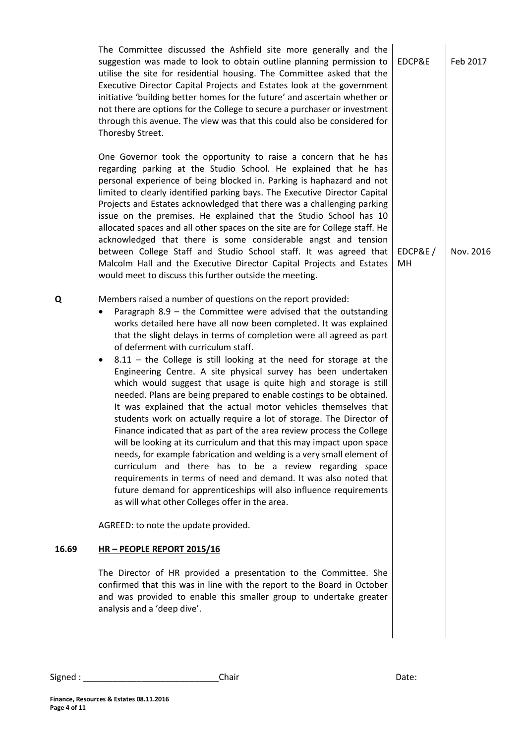| | | | |
|---|---|---|---|
| | The Committee discussed the Ashfield site more generally and the suggestion was made to look to obtain outline planning permission to utilise the site for residential housing. The Committee asked that the Executive Director Capital Projects and Estates look at the government initiative 'building better homes for the future' and ascertain whether or not there are options for the College to secure a purchaser or investment through this avenue. The view was that this could also be considered for Thoresby Street. | EDCP&E | Feb 2017 |
| | One Governor took the opportunity to raise a concern that he has regarding parking at the Studio School. He explained that he has personal experience of being blocked in. Parking is haphazard and not limited to clearly identified parking bays. The Executive Director Capital Projects and Estates acknowledged that there was a challenging parking issue on the premises. He explained that the Studio School has 10 allocated spaces and all other spaces on the site are for College staff. He acknowledged that there is some considerable angst and tension between College Staff and Studio School staff. It was agreed that Malcolm Hall and the Executive Director Capital Projects and Estates would meet to discuss this further outside the meeting. | EDCP&E / MH | Nov. 2016 |
| **Q** | Members raised a number of questions on the report provided:<br>• Paragraph 8.9 – the Committee were advised that the outstanding works detailed here have all now been completed. It was explained that the slight delays in terms of completion were all agreed as part of deferment with curriculum staff.<br>• 8.11 – the College is still looking at the need for storage at the Engineering Centre. A site physical survey has been undertaken which would suggest that usage is quite high and storage is still needed. Plans are being prepared to enable costings to be obtained. It was explained that the actual motor vehicles themselves that students work on actually require a lot of storage. The Director of Finance indicated that as part of the area review process the College will be looking at its curriculum and that this may impact upon space needs, for example fabrication and welding is a very small element of curriculum and there has to be a review regarding space requirements in terms of need and demand. It was also noted that future demand for apprenticeships will also influence requirements as will what other Colleges offer in the area. | | |
| | AGREED: to note the update provided. | | |
| **16.69** | **<u>HR – PEOPLE REPORT 2015/16</u>** | | |
| | The Director of HR provided a presentation to the Committee. She confirmed that this was in line with the report to the Board in October and was provided to enable this smaller group to undertake greater analysis and a 'deep dive'. | | |

Signed : ____________________________Chair Date: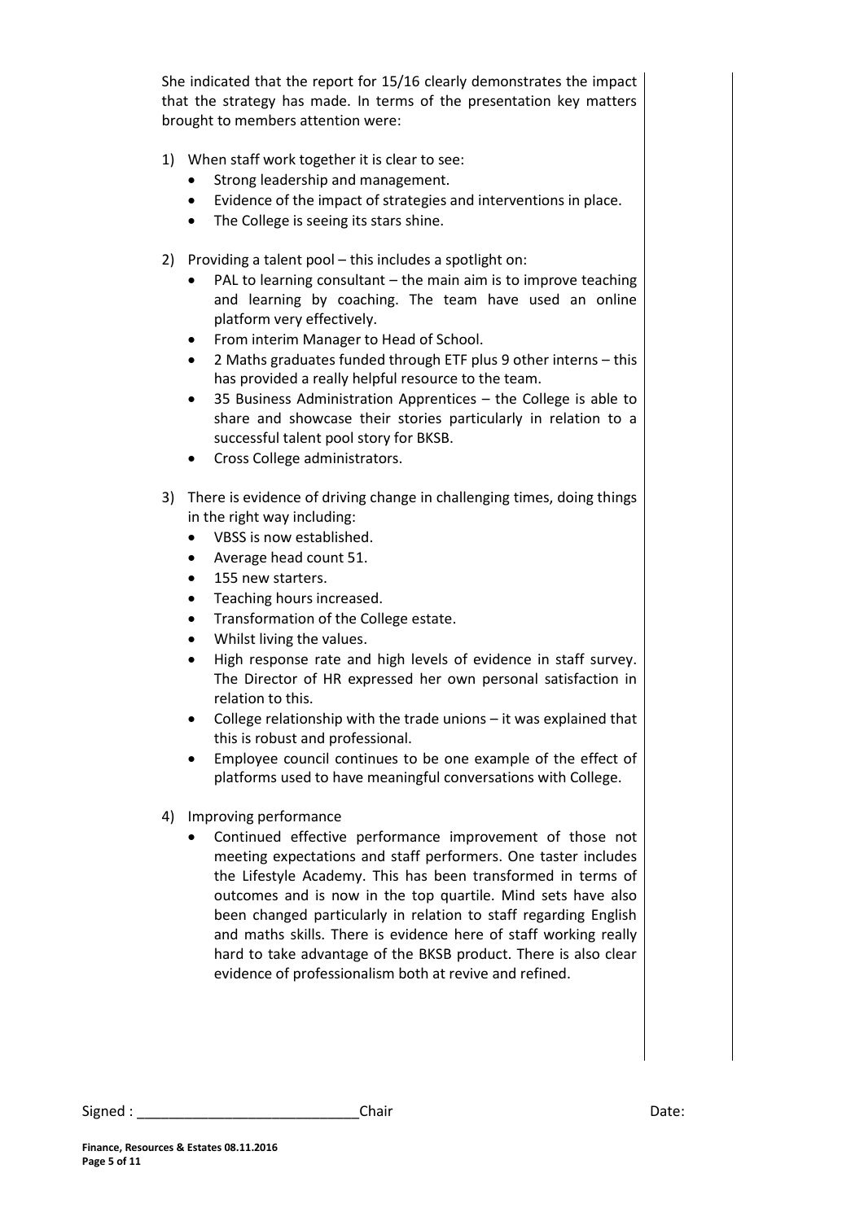She indicated that the report for 15/16 clearly demonstrates the impact that the strategy has made. In terms of the presentation key matters brought to members attention were:

1) When staff work together it is clear to see:
   - Strong leadership and management.
   - Evidence of the impact of strategies and interventions in place.
   - The College is seeing its stars shine.

2) Providing a talent pool – this includes a spotlight on:
   - PAL to learning consultant – the main aim is to improve teaching and learning by coaching. The team have used an online platform very effectively.
   - From interim Manager to Head of School.
   - 2 Maths graduates funded through ETF plus 9 other interns – this has provided a really helpful resource to the team.
   - 35 Business Administration Apprentices – the College is able to share and showcase their stories particularly in relation to a successful talent pool story for BKSB.
   - Cross College administrators.

3) There is evidence of driving change in challenging times, doing things in the right way including:
   - VBSS is now established.
   - Average head count 51.
   - 155 new starters.
   - Teaching hours increased.
   - Transformation of the College estate.
   - Whilst living the values.
   - High response rate and high levels of evidence in staff survey. The Director of HR expressed her own personal satisfaction in relation to this.
   - College relationship with the trade unions – it was explained that this is robust and professional.
   - Employee council continues to be one example of the effect of platforms used to have meaningful conversations with College.

4) Improving performance
   - Continued effective performance improvement of those not meeting expectations and staff performers. One taster includes the Lifestyle Academy. This has been transformed in terms of outcomes and is now in the top quartile. Mind sets have also been changed particularly in relation to staff regarding English and maths skills. There is evidence here of staff working really hard to take advantage of the BKSB product. There is also clear evidence of professionalism both at revive and refined.

Signed : ____________________________Chair Date: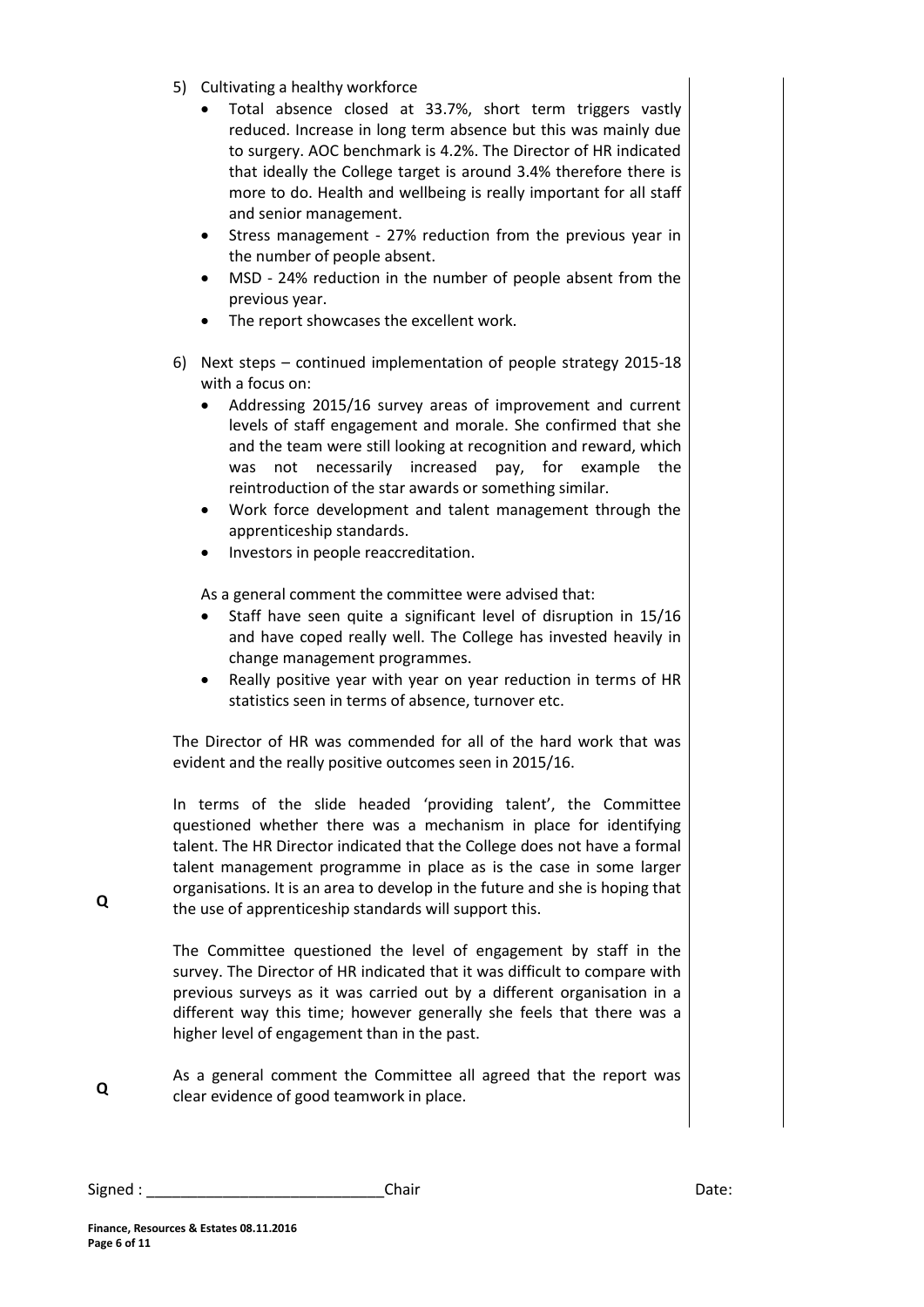5) Cultivating a healthy workforce
    - Total absence closed at 33.7%, short term triggers vastly reduced. Increase in long term absence but this was mainly due to surgery. AOC benchmark is 4.2%. The Director of HR indicated that ideally the College target is around 3.4% therefore there is more to do. Health and wellbeing is really important for all staff and senior management.
    - Stress management - 27% reduction from the previous year in the number of people absent.
    - MSD - 24% reduction in the number of people absent from the previous year.
    - The report showcases the excellent work.

6) Next steps – continued implementation of people strategy 2015-18 with a focus on:
    - Addressing 2015/16 survey areas of improvement and current levels of staff engagement and morale. She confirmed that she and the team were still looking at recognition and reward, which was not necessarily increased pay, for example the reintroduction of the star awards or something similar.
    - Work force development and talent management through the apprenticeship standards.
    - Investors in people reaccreditation.

    As a general comment the committee were advised that:
    - Staff have seen quite a significant level of disruption in 15/16 and have coped really well. The College has invested heavily in change management programmes.
    - Really positive year with year on year reduction in terms of HR statistics seen in terms of absence, turnover etc.

The Director of HR was commended for all of the hard work that was evident and the really positive outcomes seen in 2015/16.

**Q** In terms of the slide headed 'providing talent', the Committee questioned whether there was a mechanism in place for identifying talent. The HR Director indicated that the College does not have a formal talent management programme in place as is the case in some larger organisations. It is an area to develop in the future and she is hoping that the use of apprenticeship standards will support this.

**Q** The Committee questioned the level of engagement by staff in the survey. The Director of HR indicated that it was difficult to compare with previous surveys as it was carried out by a different organisation in a different way this time; however generally she feels that there was a higher level of engagement than in the past.

As a general comment the Committee all agreed that the report was clear evidence of good teamwork in place.

Signed : ____________________________Chair Date: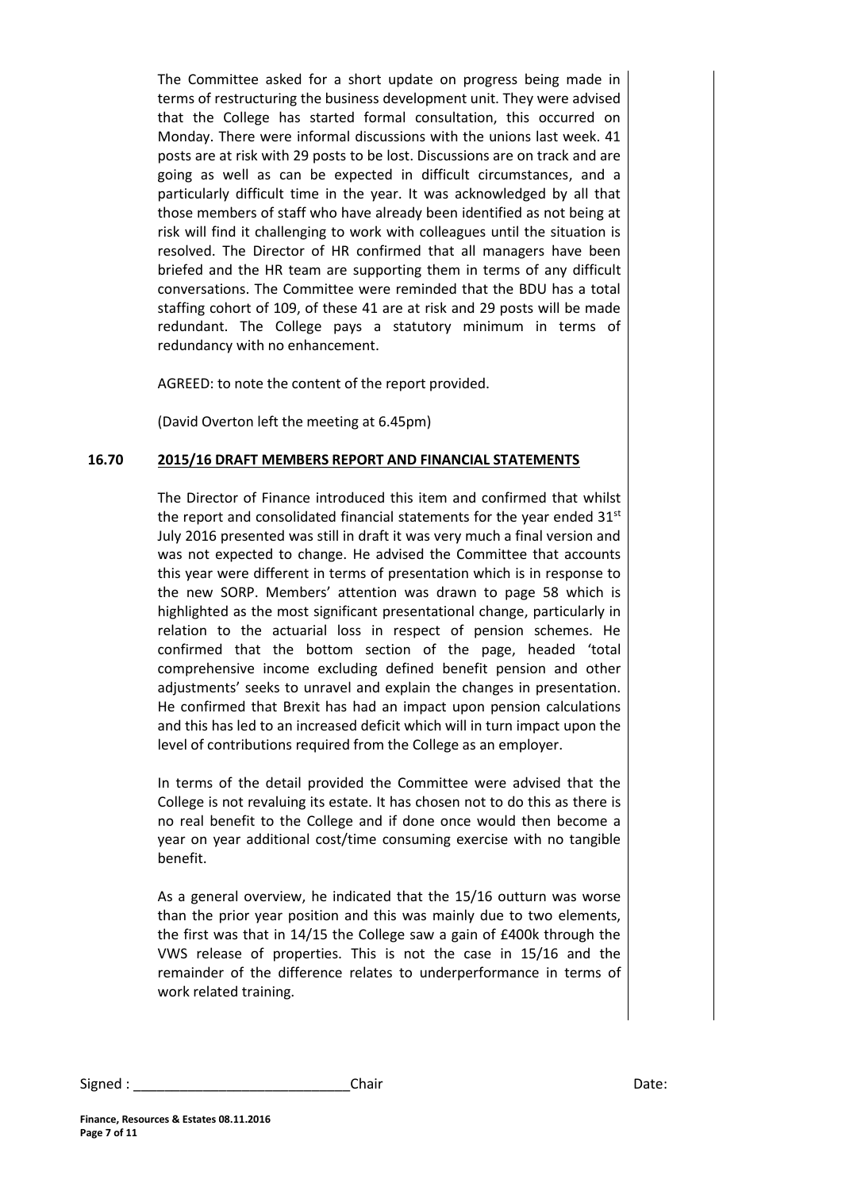The Committee asked for a short update on progress being made in terms of restructuring the business development unit. They were advised that the College has started formal consultation, this occurred on Monday. There were informal discussions with the unions last week. 41 posts are at risk with 29 posts to be lost. Discussions are on track and are going as well as can be expected in difficult circumstances, and a particularly difficult time in the year. It was acknowledged by all that those members of staff who have already been identified as not being at risk will find it challenging to work with colleagues until the situation is resolved. The Director of HR confirmed that all managers have been briefed and the HR team are supporting them in terms of any difficult conversations. The Committee were reminded that the BDU has a total staffing cohort of 109, of these 41 are at risk and 29 posts will be made redundant. The College pays a statutory minimum in terms of redundancy with no enhancement.

AGREED: to note the content of the report provided.

(David Overton left the meeting at 6.45pm)

**16.70 2015/16 DRAFT MEMBERS REPORT AND FINANCIAL STATEMENTS**

The Director of Finance introduced this item and confirmed that whilst the report and consolidated financial statements for the year ended 31st July 2016 presented was still in draft it was very much a final version and was not expected to change. He advised the Committee that accounts this year were different in terms of presentation which is in response to the new SORP. Members' attention was drawn to page 58 which is highlighted as the most significant presentational change, particularly in relation to the actuarial loss in respect of pension schemes. He confirmed that the bottom section of the page, headed 'total comprehensive income excluding defined benefit pension and other adjustments' seeks to unravel and explain the changes in presentation. He confirmed that Brexit has had an impact upon pension calculations and this has led to an increased deficit which will in turn impact upon the level of contributions required from the College as an employer.

In terms of the detail provided the Committee were advised that the College is not revaluing its estate. It has chosen not to do this as there is no real benefit to the College and if done once would then become a year on year additional cost/time consuming exercise with no tangible benefit.

As a general overview, he indicated that the 15/16 outturn was worse than the prior year position and this was mainly due to two elements, the first was that in 14/15 the College saw a gain of £400k through the VWS release of properties. This is not the case in 15/16 and the remainder of the difference relates to underperformance in terms of work related training.

Signed : ____________________________Chair Date: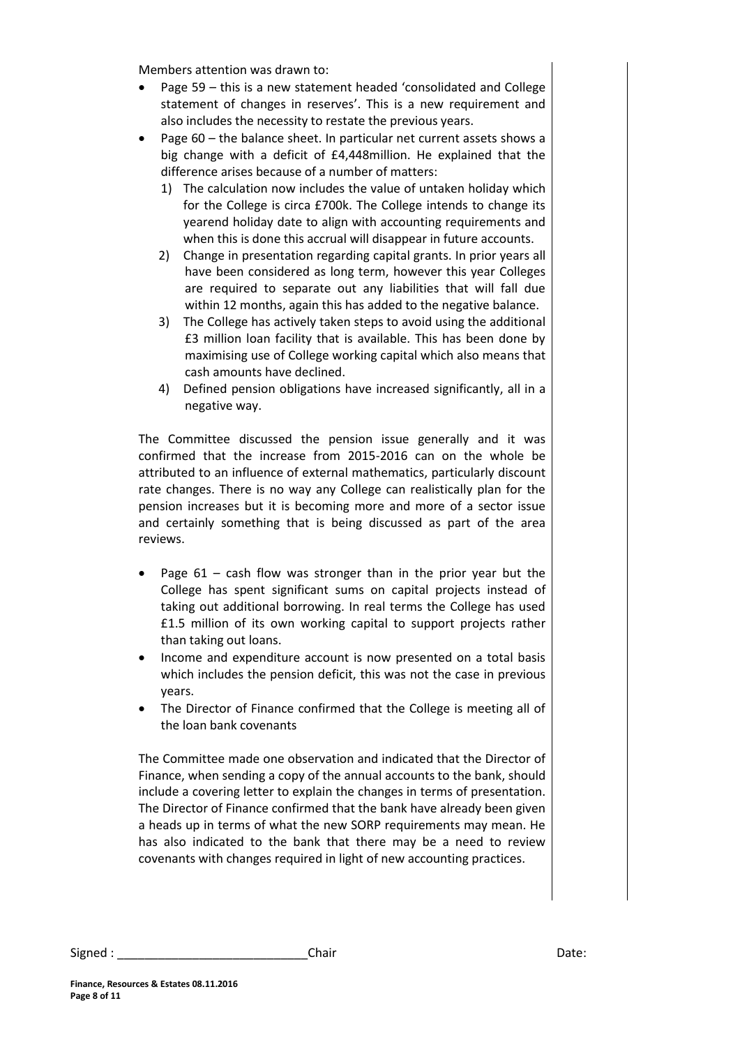Members attention was drawn to:

- Page 59 – this is a new statement headed 'consolidated and College statement of changes in reserves'. This is a new requirement and also includes the necessity to restate the previous years.
- Page 60 – the balance sheet. In particular net current assets shows a big change with a deficit of £4,448million. He explained that the difference arises because of a number of matters:
  1) The calculation now includes the value of untaken holiday which for the College is circa £700k. The College intends to change its yearend holiday date to align with accounting requirements and when this is done this accrual will disappear in future accounts.
  2) Change in presentation regarding capital grants. In prior years all have been considered as long term, however this year Colleges are required to separate out any liabilities that will fall due within 12 months, again this has added to the negative balance.
  3) The College has actively taken steps to avoid using the additional £3 million loan facility that is available. This has been done by maximising use of College working capital which also means that cash amounts have declined.
  4) Defined pension obligations have increased significantly, all in a negative way.

The Committee discussed the pension issue generally and it was confirmed that the increase from 2015-2016 can on the whole be attributed to an influence of external mathematics, particularly discount rate changes. There is no way any College can realistically plan for the pension increases but it is becoming more and more of a sector issue and certainly something that is being discussed as part of the area reviews.

- Page 61 – cash flow was stronger than in the prior year but the College has spent significant sums on capital projects instead of taking out additional borrowing. In real terms the College has used £1.5 million of its own working capital to support projects rather than taking out loans.
- Income and expenditure account is now presented on a total basis which includes the pension deficit, this was not the case in previous years.
- The Director of Finance confirmed that the College is meeting all of the loan bank covenants

The Committee made one observation and indicated that the Director of Finance, when sending a copy of the annual accounts to the bank, should include a covering letter to explain the changes in terms of presentation. The Director of Finance confirmed that the bank have already been given a heads up in terms of what the new SORP requirements may mean. He has also indicated to the bank that there may be a need to review covenants with changes required in light of new accounting practices.

Signed : ____________________________Chair Date:

**Finance, Resources & Estates 08.11.2016**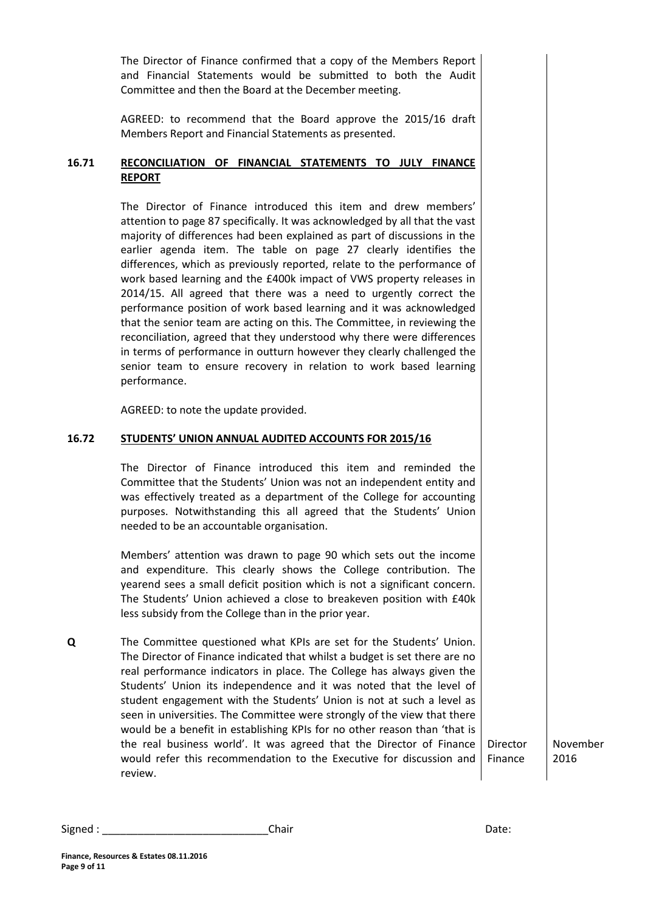The Director of Finance confirmed that a copy of the Members Report and Financial Statements would be submitted to both the Audit Committee and then the Board at the December meeting.

AGREED: to recommend that the Board approve the 2015/16 draft Members Report and Financial Statements as presented.

### 16.71 RECONCILIATION OF FINANCIAL STATEMENTS TO JULY FINANCE REPORT

The Director of Finance introduced this item and drew members' attention to page 87 specifically. It was acknowledged by all that the vast majority of differences had been explained as part of discussions in the earlier agenda item. The table on page 27 clearly identifies the differences, which as previously reported, relate to the performance of work based learning and the £400k impact of VWS property releases in 2014/15. All agreed that there was a need to urgently correct the performance position of work based learning and it was acknowledged that the senior team are acting on this. The Committee, in reviewing the reconciliation, agreed that they understood why there were differences in terms of performance in outturn however they clearly challenged the senior team to ensure recovery in relation to work based learning performance.

AGREED: to note the update provided.

### 16.72 STUDENTS' UNION ANNUAL AUDITED ACCOUNTS FOR 2015/16

The Director of Finance introduced this item and reminded the Committee that the Students' Union was not an independent entity and was effectively treated as a department of the College for accounting purposes. Notwithstanding this all agreed that the Students' Union needed to be an accountable organisation.

Members' attention was drawn to page 90 which sets out the income and expenditure. This clearly shows the College contribution. The yearend sees a small deficit position which is not a significant concern. The Students' Union achieved a close to breakeven position with £40k less subsidy from the College than in the prior year.

**Q** The Committee questioned what KPIs are set for the Students' Union. The Director of Finance indicated that whilst a budget is set there are no real performance indicators in place. The College has always given the Students' Union its independence and it was noted that the level of student engagement with the Students' Union is not at such a level as seen in universities. The Committee were strongly of the view that there would be a benefit in establishing KPIs for no other reason than 'that is the real business world'. It was agreed that the Director of Finance would refer this recommendation to the Executive for discussion and review. — **Director Finance** — **November 2016**

Signed : \_\_\_\_\_\_\_\_\_\_\_\_\_\_\_\_\_\_\_\_\_\_\_\_\_\_\_\_Chair Date: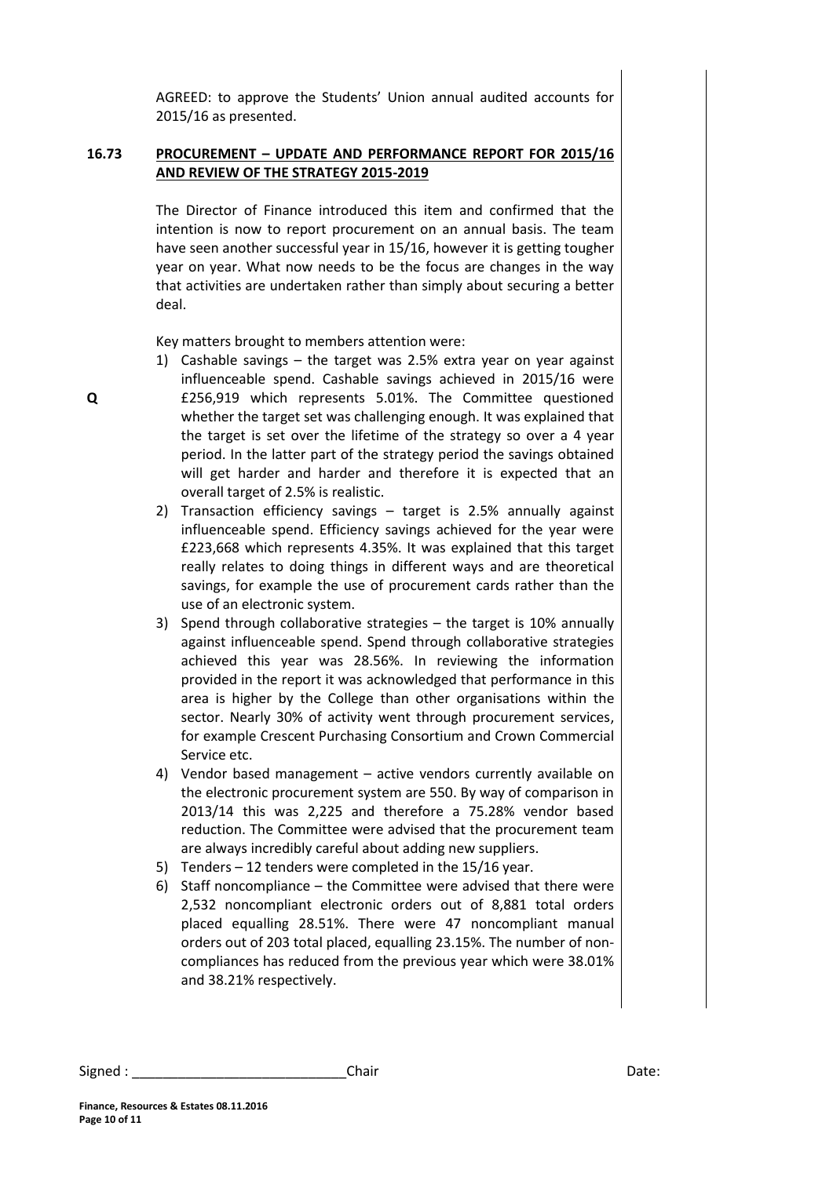AGREED: to approve the Students' Union annual audited accounts for 2015/16 as presented.

**16.73 PROCUREMENT – UPDATE AND PERFORMANCE REPORT FOR 2015/16 AND REVIEW OF THE STRATEGY 2015-2019**

The Director of Finance introduced this item and confirmed that the intention is now to report procurement on an annual basis. The team have seen another successful year in 15/16, however it is getting tougher year on year. What now needs to be the focus are changes in the way that activities are undertaken rather than simply about securing a better deal.

Key matters brought to members attention were:

Q

1) Cashable savings – the target was 2.5% extra year on year against influenceable spend. Cashable savings achieved in 2015/16 were £256,919 which represents 5.01%. The Committee questioned whether the target set was challenging enough. It was explained that the target is set over the lifetime of the strategy so over a 4 year period. In the latter part of the strategy period the savings obtained will get harder and harder and therefore it is expected that an overall target of 2.5% is realistic.
2) Transaction efficiency savings – target is 2.5% annually against influenceable spend. Efficiency savings achieved for the year were £223,668 which represents 4.35%. It was explained that this target really relates to doing things in different ways and are theoretical savings, for example the use of procurement cards rather than the use of an electronic system.
3) Spend through collaborative strategies – the target is 10% annually against influenceable spend. Spend through collaborative strategies achieved this year was 28.56%. In reviewing the information provided in the report it was acknowledged that performance in this area is higher by the College than other organisations within the sector. Nearly 30% of activity went through procurement services, for example Crescent Purchasing Consortium and Crown Commercial Service etc.
4) Vendor based management – active vendors currently available on the electronic procurement system are 550. By way of comparison in 2013/14 this was 2,225 and therefore a 75.28% vendor based reduction. The Committee were advised that the procurement team are always incredibly careful about adding new suppliers.
5) Tenders – 12 tenders were completed in the 15/16 year.
6) Staff noncompliance – the Committee were advised that there were 2,532 noncompliant electronic orders out of 8,881 total orders placed equalling 28.51%. There were 47 noncompliant manual orders out of 203 total placed, equalling 23.15%. The number of non-compliances has reduced from the previous year which were 38.01% and 38.21% respectively.

Signed : ____________________________Chair Date: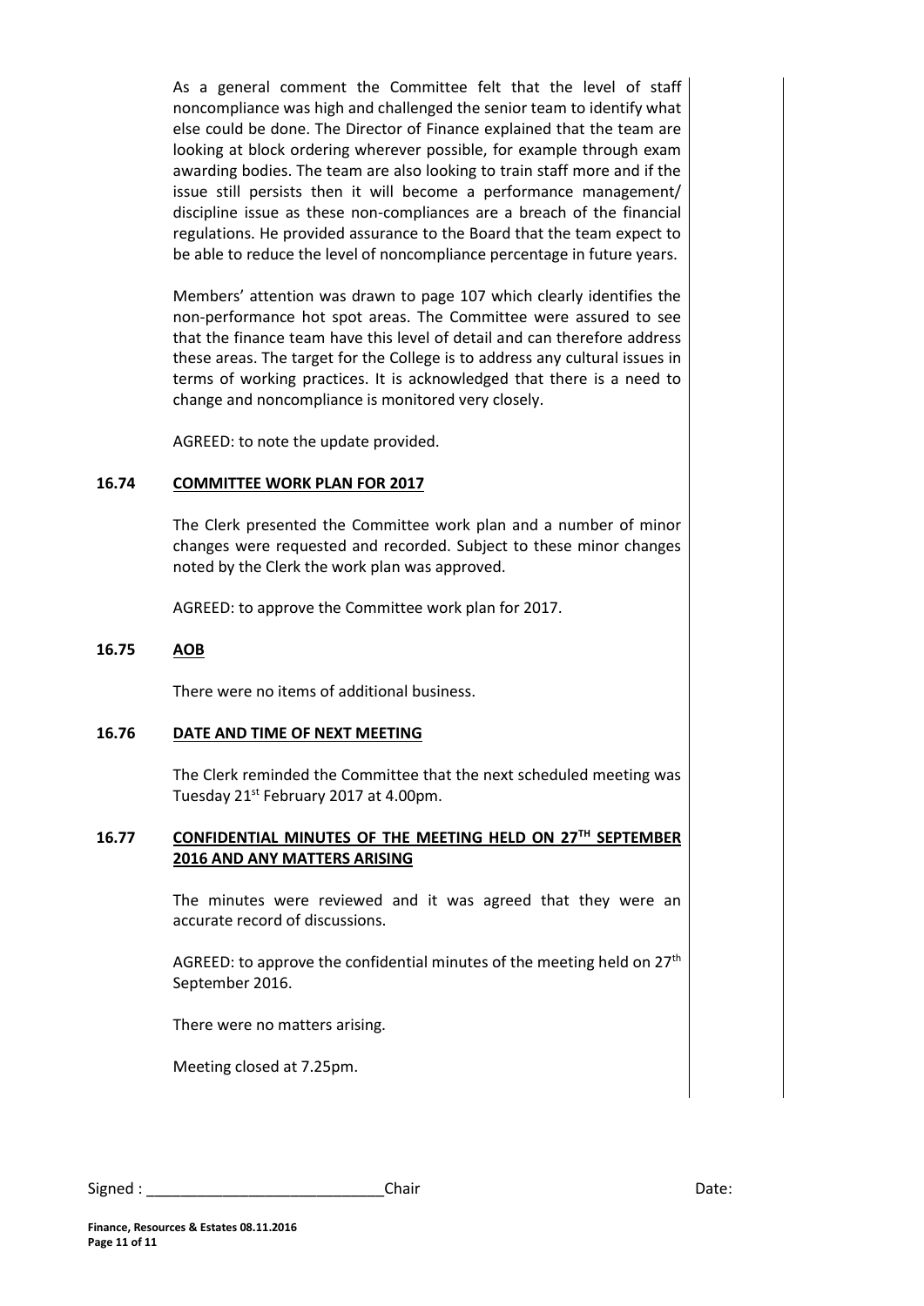As a general comment the Committee felt that the level of staff noncompliance was high and challenged the senior team to identify what else could be done. The Director of Finance explained that the team are looking at block ordering wherever possible, for example through exam awarding bodies. The team are also looking to train staff more and if the issue still persists then it will become a performance management/ discipline issue as these non-compliances are a breach of the financial regulations. He provided assurance to the Board that the team expect to be able to reduce the level of noncompliance percentage in future years.

Members' attention was drawn to page 107 which clearly identifies the non-performance hot spot areas. The Committee were assured to see that the finance team have this level of detail and can therefore address these areas. The target for the College is to address any cultural issues in terms of working practices. It is acknowledged that there is a need to change and noncompliance is monitored very closely.

AGREED: to note the update provided.

**16.74 COMMITTEE WORK PLAN FOR 2017**

The Clerk presented the Committee work plan and a number of minor changes were requested and recorded. Subject to these minor changes noted by the Clerk the work plan was approved.

AGREED: to approve the Committee work plan for 2017.

**16.75 AOB**

There were no items of additional business.

**16.76 DATE AND TIME OF NEXT MEETING**

The Clerk reminded the Committee that the next scheduled meeting was Tuesday 21st February 2017 at 4.00pm.

**16.77 CONFIDENTIAL MINUTES OF THE MEETING HELD ON 27TH SEPTEMBER 2016 AND ANY MATTERS ARISING**

The minutes were reviewed and it was agreed that they were an accurate record of discussions.

AGREED: to approve the confidential minutes of the meeting held on 27th September 2016.

There were no matters arising.

Meeting closed at 7.25pm.

Signed : ____________________________ Chair Date:

**Finance, Resources & Estates 08.11.2016**